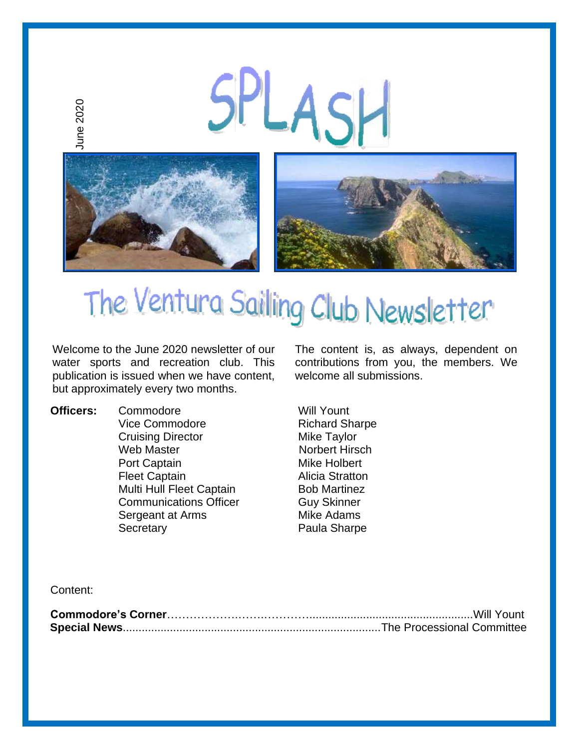June 2020

# SPLASH

# The Ventura Sailing Club Newsletter

Welcome to the June 2020 newsletter of our water sports and recreation club. This publication is issued when we have content, but approximately every two months.

The content is, as always, dependent on contributions from you, the members. We welcome all submissions.

**Officers:**

| Position | Name |
|---|---|
| Commodore | Will Yount |
| Vice Commodore | Richard Sharpe |
| Cruising Director | Mike Taylor |
| Web Master | Norbert Hirsch |
| Port Captain | Mike Holbert |
| Fleet Captain | Alicia Stratton |
| Multi Hull Fleet Captain | Bob Martinez |
| Communications Officer | Guy Skinner |
| Sergeant at Arms | Mike Adams |
| Secretary | Paula Sharpe |

Content:

**Commodore's Corner**……………….…….…………...................................................Will Yount
**Special News**..................................................................................The Processional Committee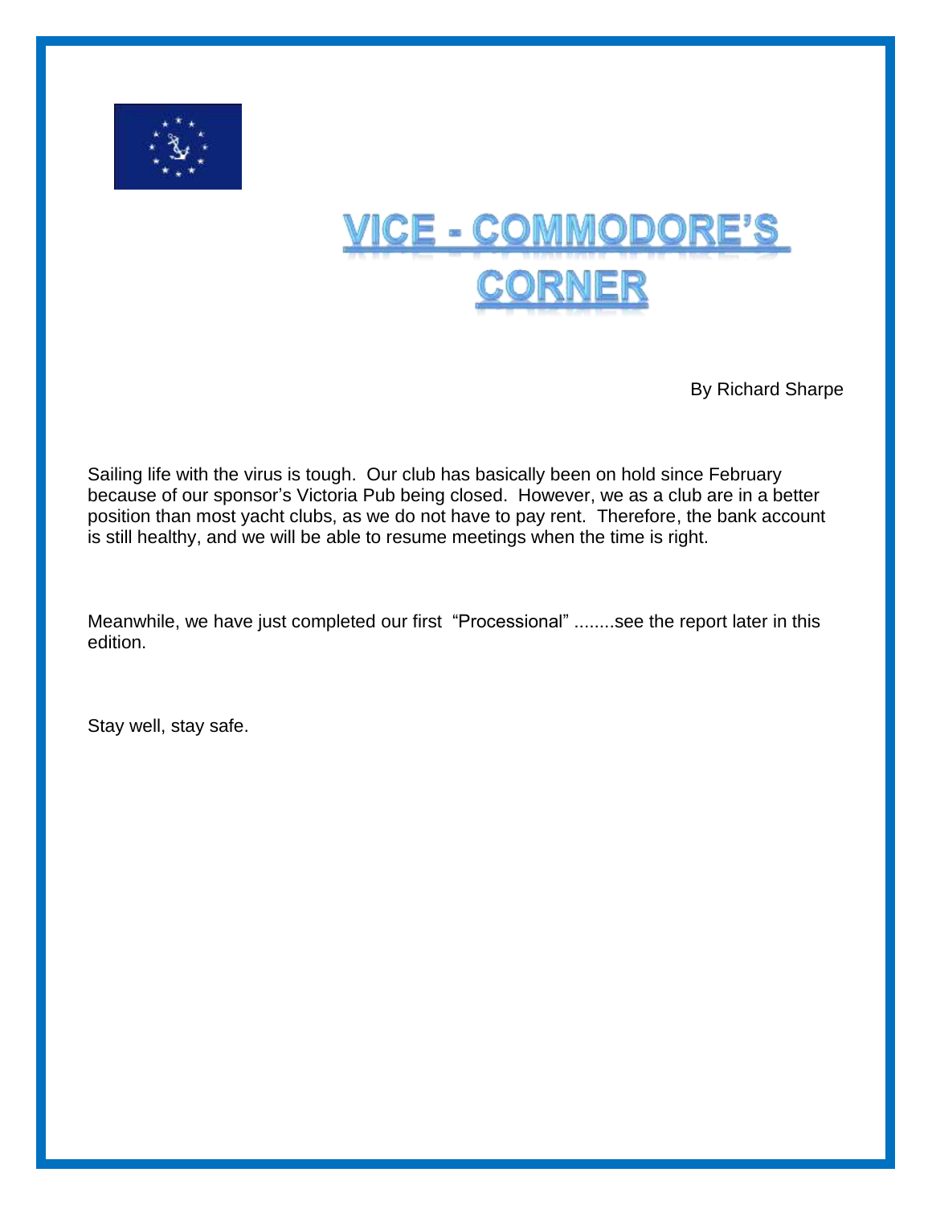# VICE - COMMODORE'S CORNER

By Richard Sharpe

Sailing life with the virus is tough. Our club has basically been on hold since February because of our sponsor's Victoria Pub being closed. However, we as a club are in a better position than most yacht clubs, as we do not have to pay rent. Therefore, the bank account is still healthy, and we will be able to resume meetings when the time is right.

Meanwhile, we have just completed our first "Processional" ........see the report later in this edition.

Stay well, stay safe.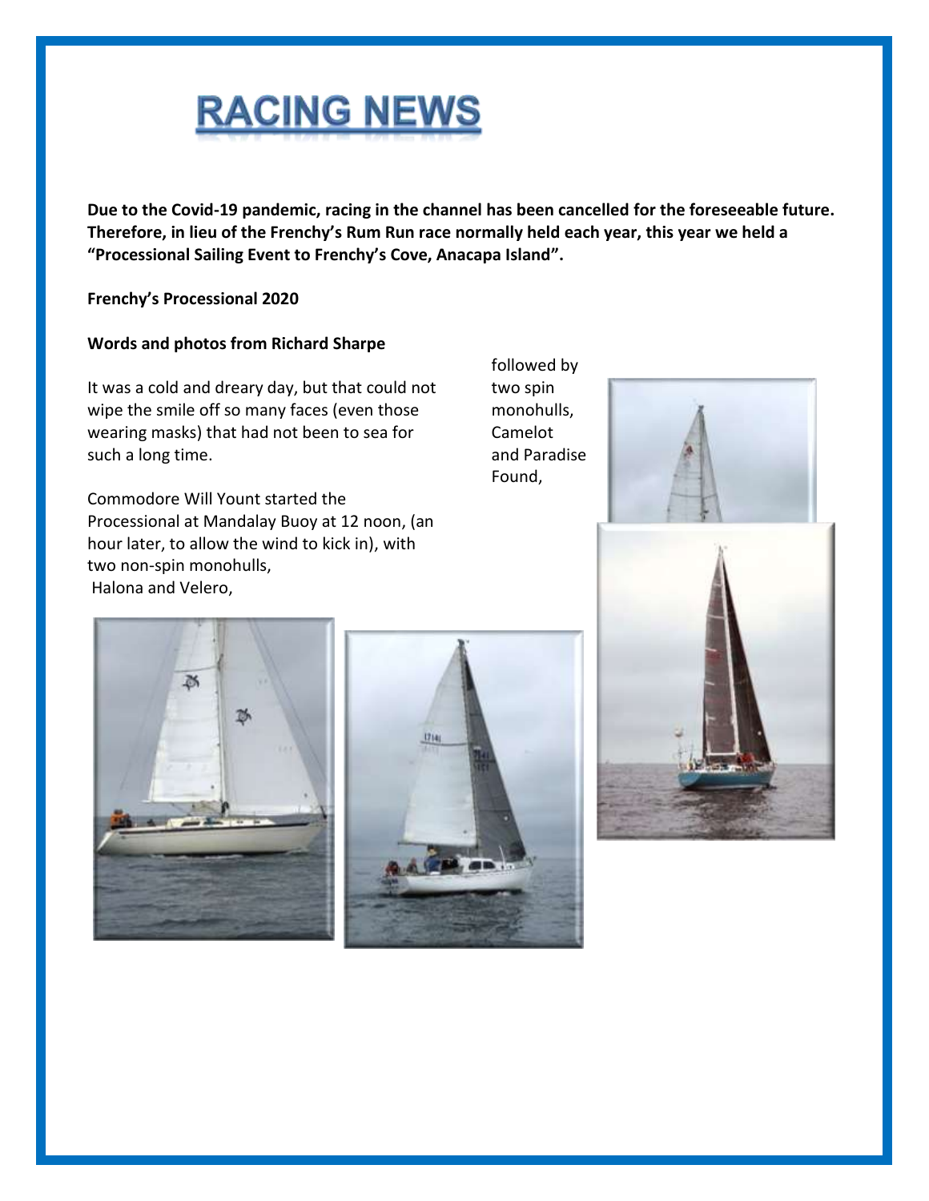# RACING NEWS

**Due to the Covid-19 pandemic, racing in the channel has been cancelled for the foreseeable future. Therefore, in lieu of the Frenchy's Rum Run race normally held each year, this year we held a "Processional Sailing Event to Frenchy's Cove, Anacapa Island".**

**Frenchy's Processional 2020**

**Words and photos from Richard Sharpe**

It was a cold and dreary day, but that could not wipe the smile off so many faces (even those wearing masks) that had not been to sea for such a long time.

Commodore Will Yount started the Processional at Mandalay Buoy at 12 noon, (an hour later, to allow the wind to kick in), with two non-spin monohulls, Halona and Velero, followed by two spin monohulls, Camelot and Paradise Found,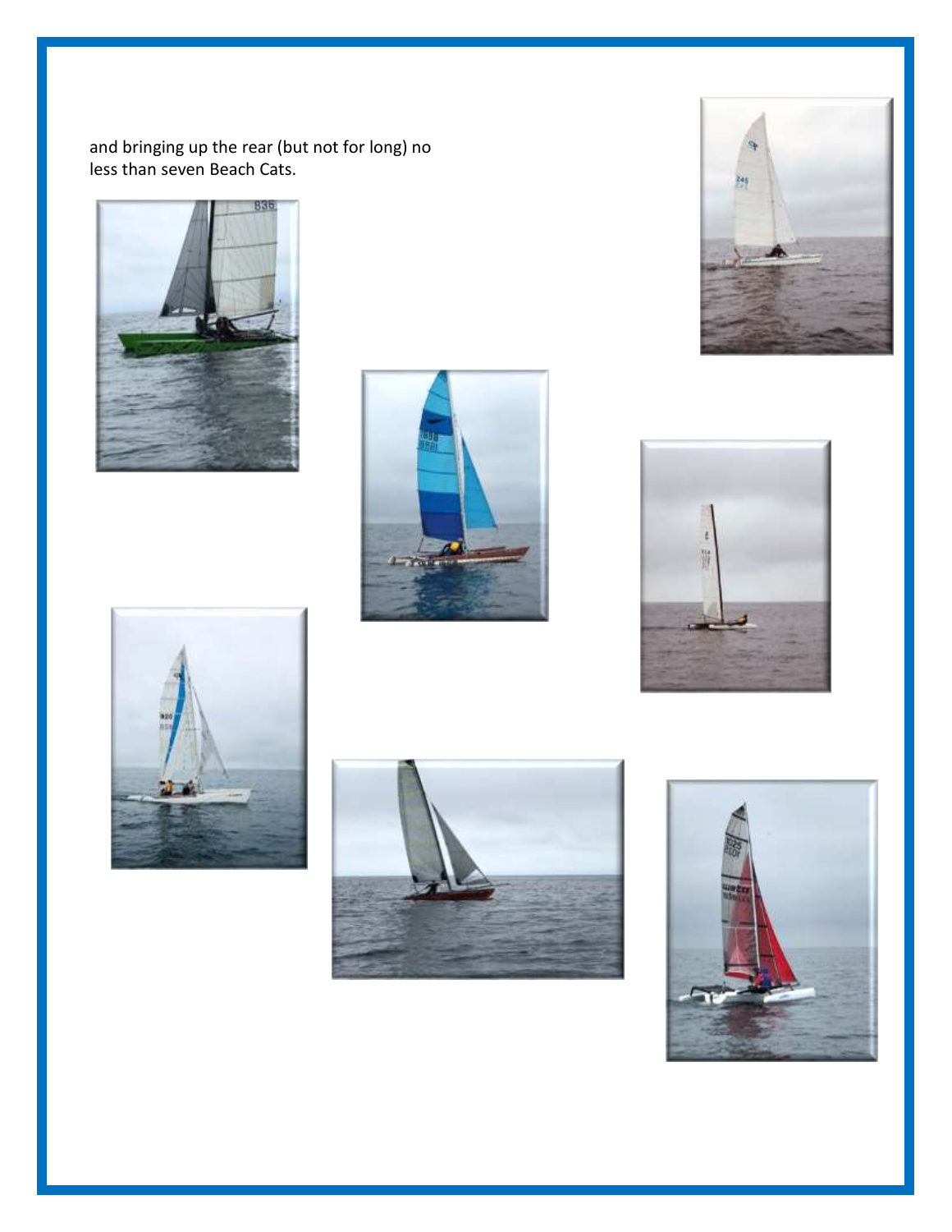and bringing up the rear (but not for long) no less than seven Beach Cats.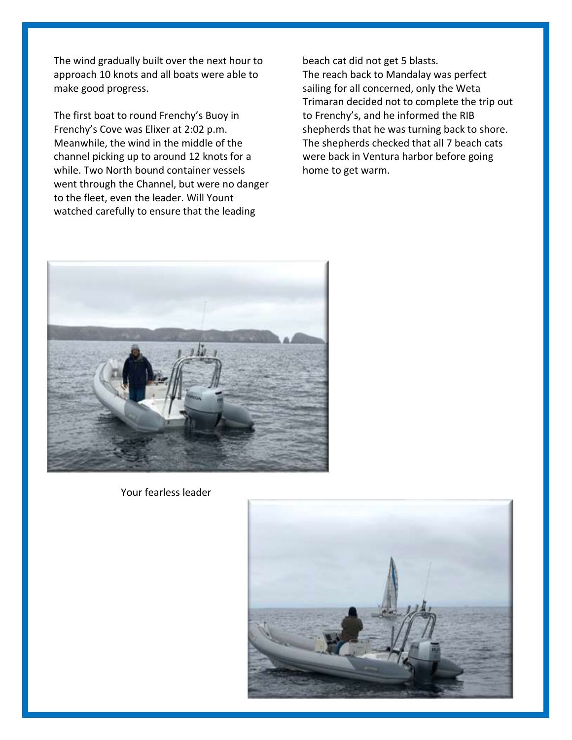The wind gradually built over the next hour to approach 10 knots and all boats were able to make good progress.

The first boat to round Frenchy's Buoy in Frenchy's Cove was Elixer at 2:02 p.m. Meanwhile, the wind in the middle of the channel picking up to around 12 knots for a while. Two North bound container vessels went through the Channel, but were no danger to the fleet, even the leader. Will Yount watched carefully to ensure that the leading beach cat did not get 5 blasts.
The reach back to Mandalay was perfect sailing for all concerned, only the Weta Trimaran decided not to complete the trip out to Frenchy's, and he informed the RIB shepherds that he was turning back to shore. The shepherds checked that all 7 beach cats were back in Ventura harbor before going home to get warm.

Your fearless leader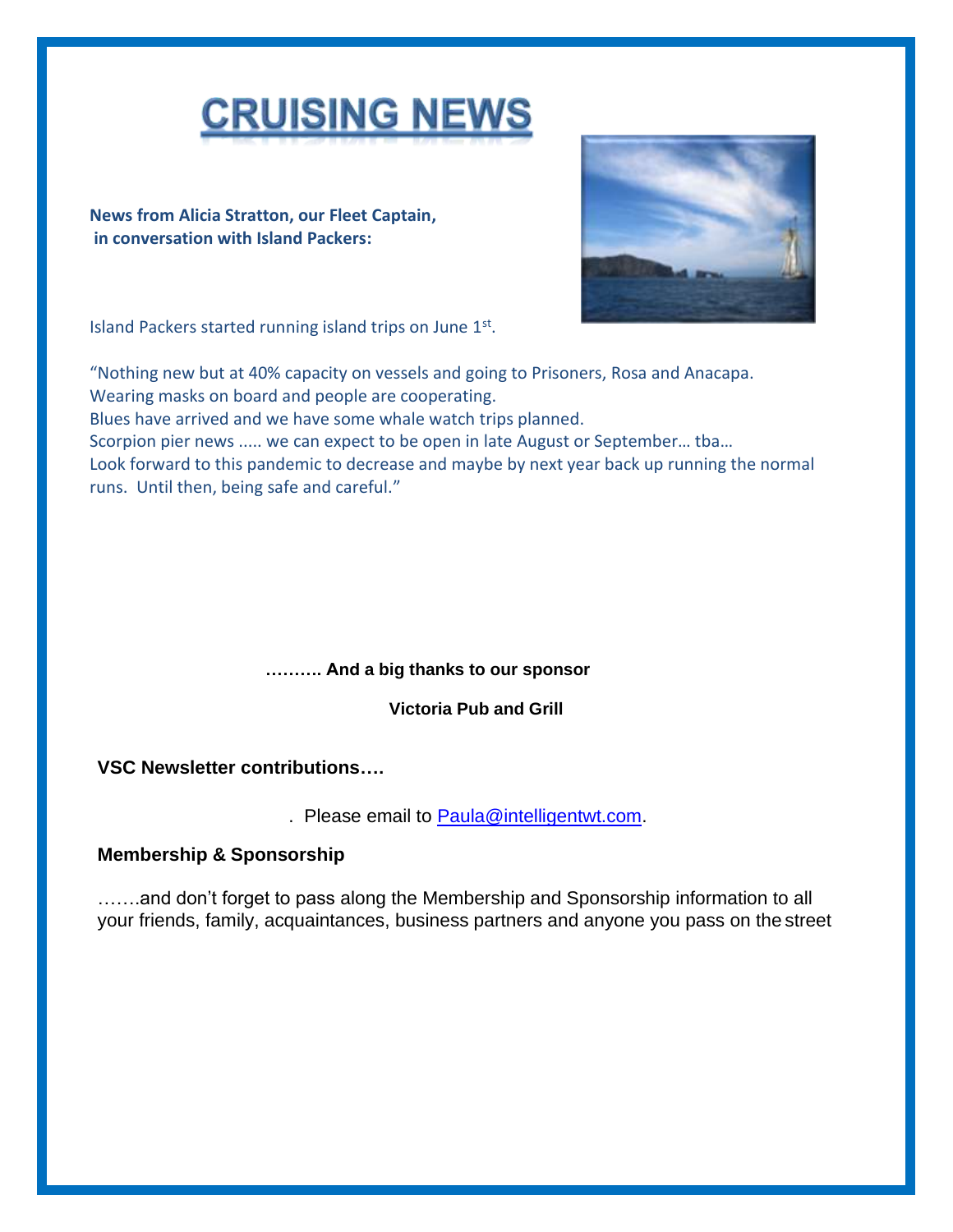# CRUISING NEWS

**News from Alicia Stratton, our Fleet Captain, in conversation with Island Packers:**

Island Packers started running island trips on June 1st.

"Nothing new but at 40% capacity on vessels and going to Prisoners, Rosa and Anacapa.
Wearing masks on board and people are cooperating.
Blues have arrived and we have some whale watch trips planned.
Scorpion pier news ..... we can expect to be open in late August or September… tba…
Look forward to this pandemic to decrease and maybe by next year back up running the normal runs. Until then, being safe and careful."

**………. And a big thanks to our sponsor**

**Victoria Pub and Grill**

**VSC Newsletter contributions….**

. Please email to Paula@intelligentwt.com.

**Membership & Sponsorship**

…….and don't forget to pass along the Membership and Sponsorship information to all your friends, family, acquaintances, business partners and anyone you pass on the street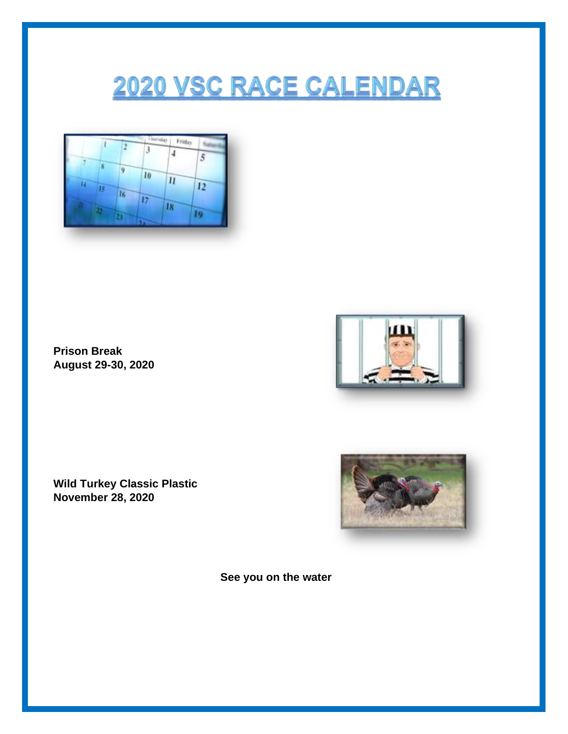# 2020 VSC RACE CALENDAR

**Prison Break**
**August 29-30, 2020**

**Wild Turkey Classic Plastic**
**November 28, 2020**

**See you on the water**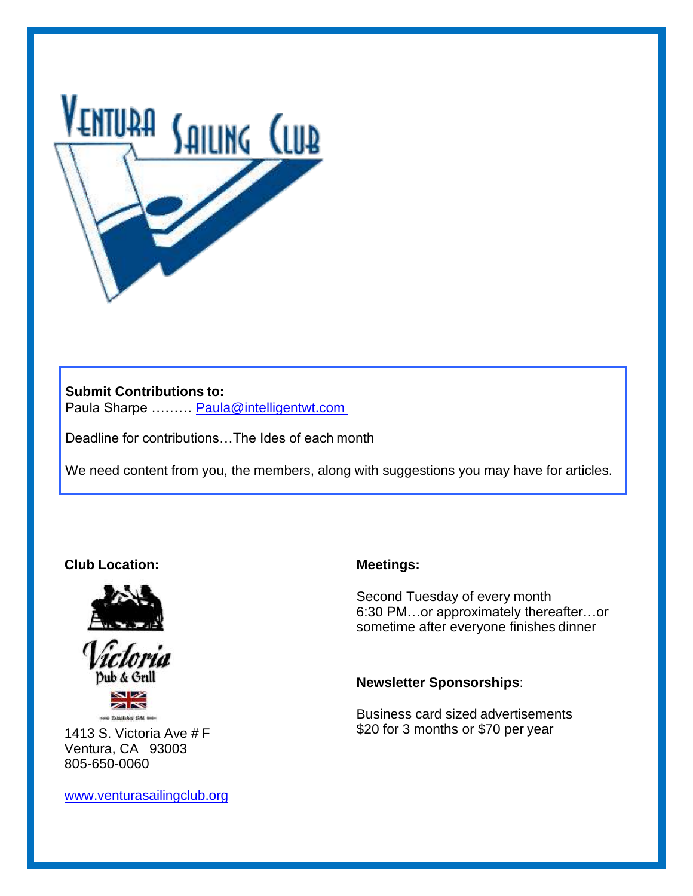# Ventura Sailing Club

**Submit Contributions to:**
Paula Sharpe ……… Paula@intelligentwt.com

Deadline for contributions…The Ides of each month

We need content from you, the members, along with suggestions you may have for articles.

**Club Location:**

Victoria Pub & Grill

Established 1988

1413 S. Victoria Ave # F
Ventura, CA 93003
805-650-0060

www.venturasailingclub.org

**Meetings:**

Second Tuesday of every month
6:30 PM…or approximately thereafter…or sometime after everyone finishes dinner

**Newsletter Sponsorships**:

Business card sized advertisements
$20 for 3 months or $70 per year